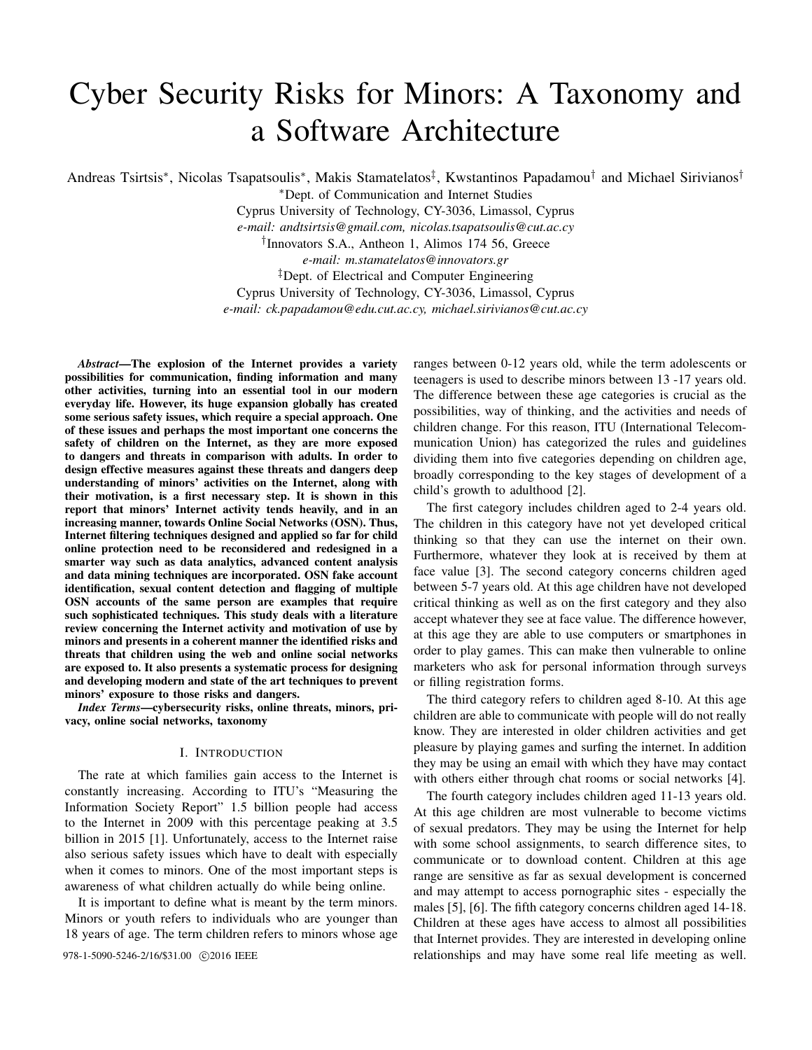# Cyber Security Risks for Minors: A Taxonomy and a Software Architecture

Andreas Tsirtsis*, Nicolas Tsapatsoulis*, Makis Stamatelatos‡, Kwstantinos Papadamou† and Michael Sirivianos†

*Dept. of Communication and Internet Studies
Cyprus University of Technology, CY-3036, Limassol, Cyprus
*e-mail: andtsirtsis@gmail.com, nicolas.tsapatsoulis@cut.ac.cy*

†Innovators S.A., Antheon 1, Alimos 174 56, Greece
*e-mail: m.stamatelatos@innovators.gr*

‡Dept. of Electrical and Computer Engineering
Cyprus University of Technology, CY-3036, Limassol, Cyprus
*e-mail: ck.papadamou@edu.cut.ac.cy, michael.sirivianos@cut.ac.cy*

***Abstract*—The explosion of the Internet provides a variety possibilities for communication, finding information and many other activities, turning into an essential tool in our modern everyday life. However, its huge expansion globally has created some serious safety issues, which require a special approach. One of these issues and perhaps the most important one concerns the safety of children on the Internet, as they are more exposed to dangers and threats in comparison with adults. In order to design effective measures against these threats and dangers deep understanding of minors' activities on the Internet, along with their motivation, is a first necessary step. It is shown in this report that minors' Internet activity tends heavily, and in an increasing manner, towards Online Social Networks (OSN). Thus, Internet filtering techniques designed and applied so far for child online protection need to be reconsidered and redesigned in a smarter way such as data analytics, advanced content analysis and data mining techniques are incorporated. OSN fake account identification, sexual content detection and flagging of multiple OSN accounts of the same person are examples that require such sophisticated techniques. This study deals with a literature review concerning the Internet activity and motivation of use by minors and presents in a coherent manner the identified risks and threats that children using the web and online social networks are exposed to. It also presents a systematic process for designing and developing modern and state of the art techniques to prevent minors' exposure to those risks and dangers.**

***Index Terms*—cybersecurity risks, online threats, minors, privacy, online social networks, taxonomy**

## I. Introduction

The rate at which families gain access to the Internet is constantly increasing. According to ITU's "Measuring the Information Society Report" 1.5 billion people had access to the Internet in 2009 with this percentage peaking at 3.5 billion in 2015 [1]. Unfortunately, access to the Internet raise also serious safety issues which have to dealt with especially when it comes to minors. One of the most important steps is awareness of what children actually do while being online.

It is important to define what is meant by the term minors. Minors or youth refers to individuals who are younger than 18 years of age. The term children refers to minors whose age ranges between 0-12 years old, while the term adolescents or teenagers is used to describe minors between 13 -17 years old. The difference between these age categories is crucial as the possibilities, way of thinking, and the activities and needs of children change. For this reason, ITU (International Telecommunication Union) has categorized the rules and guidelines dividing them into five categories depending on children age, broadly corresponding to the key stages of development of a child's growth to adulthood [2].

The first category includes children aged to 2-4 years old. The children in this category have not yet developed critical thinking so that they can use the internet on their own. Furthermore, whatever they look at is received by them at face value [3]. The second category concerns children aged between 5-7 years old. At this age children have not developed critical thinking as well as on the first category and they also accept whatever they see at face value. The difference however, at this age they are able to use computers or smartphones in order to play games. This can make then vulnerable to online marketers who ask for personal information through surveys or filling registration forms.

The third category refers to children aged 8-10. At this age children are able to communicate with people will do not really know. They are interested in older children activities and get pleasure by playing games and surfing the internet. In addition they may be using an email with which they have may contact with others either through chat rooms or social networks [4].

The fourth category includes children aged 11-13 years old. At this age children are most vulnerable to become victims of sexual predators. They may be using the Internet for help with some school assignments, to search difference sites, to communicate or to download content. Children at this age range are sensitive as far as sexual development is concerned and may attempt to access pornographic sites - especially the males [5], [6]. The fifth category concerns children aged 14-18. Children at these ages have access to almost all possibilities that Internet provides. They are interested in developing online relationships and may have some real life meeting as well.

978-1-5090-5246-2/16/$31.00 ©2016 IEEE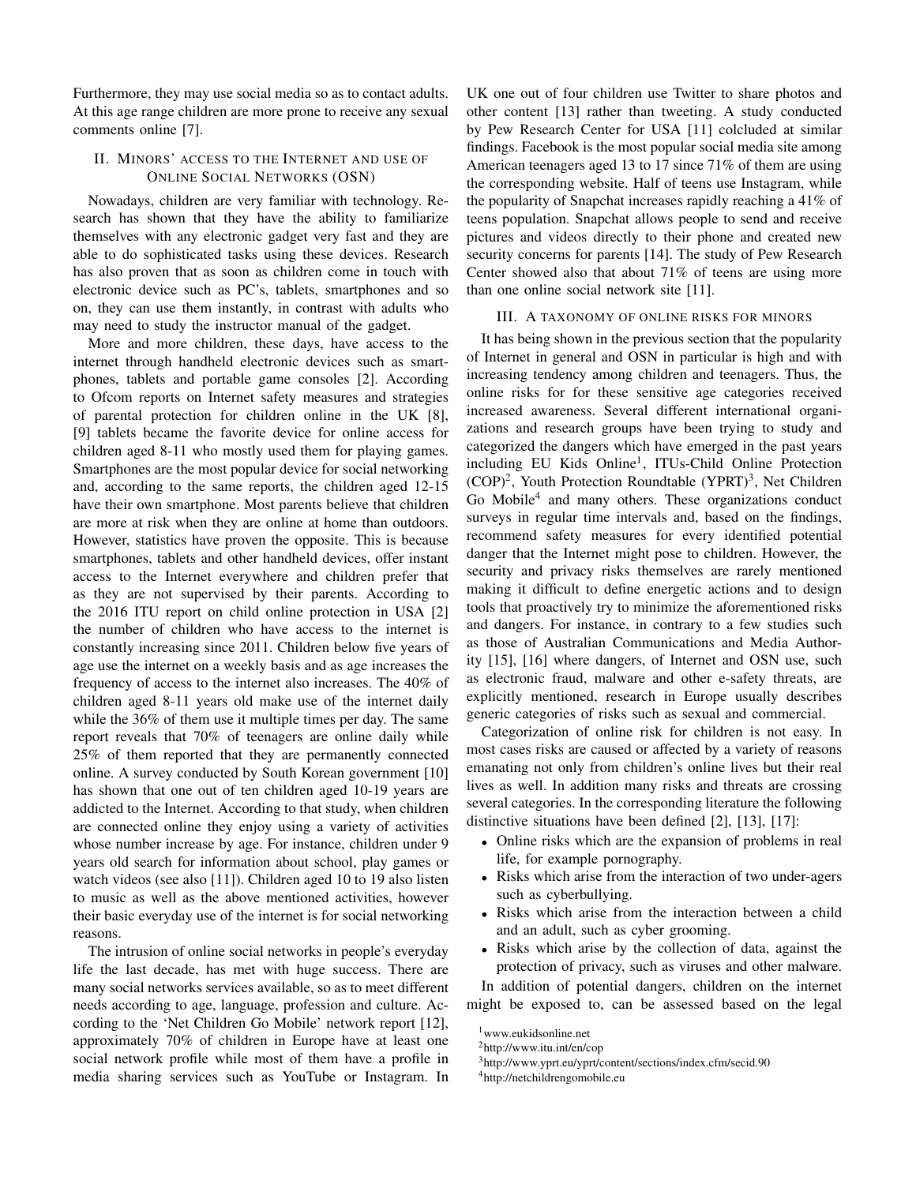Furthermore, they may use social media so as to contact adults. At this age range children are more prone to receive any sexual comments online [7].

## II. Minors' access to the Internet and use of Online Social Networks (OSN)

Nowadays, children are very familiar with technology. Research has shown that they have the ability to familiarize themselves with any electronic gadget very fast and they are able to do sophisticated tasks using these devices. Research has also proven that as soon as children come in touch with electronic device such as PC's, tablets, smartphones and so on, they can use them instantly, in contrast with adults who may need to study the instructor manual of the gadget.

More and more children, these days, have access to the internet through handheld electronic devices such as smartphones, tablets and portable game consoles [2]. According to Ofcom reports on Internet safety measures and strategies of parental protection for children online in the UK [8], [9] tablets became the favorite device for online access for children aged 8-11 who mostly used them for playing games. Smartphones are the most popular device for social networking and, according to the same reports, the children aged 12-15 have their own smartphone. Most parents believe that children are more at risk when they are online at home than outdoors. However, statistics have proven the opposite. This is because smartphones, tablets and other handheld devices, offer instant access to the Internet everywhere and children prefer that as they are not supervised by their parents. According to the 2016 ITU report on child online protection in USA [2] the number of children who have access to the internet is constantly increasing since 2011. Children below five years of age use the internet on a weekly basis and as age increases the frequency of access to the internet also increases. The 40% of children aged 8-11 years old make use of the internet daily while the 36% of them use it multiple times per day. The same report reveals that 70% of teenagers are online daily while 25% of them reported that they are permanently connected online. A survey conducted by South Korean government [10] has shown that one out of ten children aged 10-19 years are addicted to the Internet. According to that study, when children are connected online they enjoy using a variety of activities whose number increase by age. For instance, children under 9 years old search for information about school, play games or watch videos (see also [11]). Children aged 10 to 19 also listen to music as well as the above mentioned activities, however their basic everyday use of the internet is for social networking reasons.

The intrusion of online social networks in people's everyday life the last decade, has met with huge success. There are many social networks services available, so as to meet different needs according to age, language, profession and culture. According to the 'Net Children Go Mobile' network report [12], approximately 70% of children in Europe have at least one social network profile while most of them have a profile in media sharing services such as YouTube or Instagram. In UK one out of four children use Twitter to share photos and other content [13] rather than tweeting. A study conducted by Pew Research Center for USA [11] colcluded at similar findings. Facebook is the most popular social media site among American teenagers aged 13 to 17 since 71% of them are using the corresponding website. Half of teens use Instagram, while the popularity of Snapchat increases rapidly reaching a 41% of teens population. Snapchat allows people to send and receive pictures and videos directly to their phone and created new security concerns for parents [14]. The study of Pew Research Center showed also that about 71% of teens are using more than one online social network site [11].

## III. A taxonomy of online risks for minors

It has being shown in the previous section that the popularity of Internet in general and OSN in particular is high and with increasing tendency among children and teenagers. Thus, the online risks for for these sensitive age categories received increased awareness. Several different international organizations and research groups have been trying to study and categorized the dangers which have emerged in the past years including EU Kids Online[1], ITUs-Child Online Protection (COP)[2], Youth Protection Roundtable (YPRT)[3], Net Children Go Mobile[4] and many others. These organizations conduct surveys in regular time intervals and, based on the findings, recommend safety measures for every identified potential danger that the Internet might pose to children. However, the security and privacy risks themselves are rarely mentioned making it difficult to define energetic actions and to design tools that proactively try to minimize the aforementioned risks and dangers. For instance, in contrary to a few studies such as those of Australian Communications and Media Authority [15], [16] where dangers, of Internet and OSN use, such as electronic fraud, malware and other e-safety threats, are explicitly mentioned, research in Europe usually describes generic categories of risks such as sexual and commercial.

Categorization of online risk for children is not easy. In most cases risks are caused or affected by a variety of reasons emanating not only from children's online lives but their real lives as well. In addition many risks and threats are crossing several categories. In the corresponding literature the following distinctive situations have been defined [2], [13], [17]:

- Online risks which are the expansion of problems in real life, for example pornography.
- Risks which arise from the interaction of two under-agers such as cyberbullying.
- Risks which arise from the interaction between a child and an adult, such as cyber grooming.
- Risks which arise by the collection of data, against the protection of privacy, such as viruses and other malware.

In addition of potential dangers, children on the internet might be exposed to, can be assessed based on the legal

[1] www.eukidsonline.net

[2] http://www.itu.int/en/cop

[3] http://www.yprt.eu/yprt/content/sections/index.cfm/secid.90

[4] http://netchildrengomobile.eu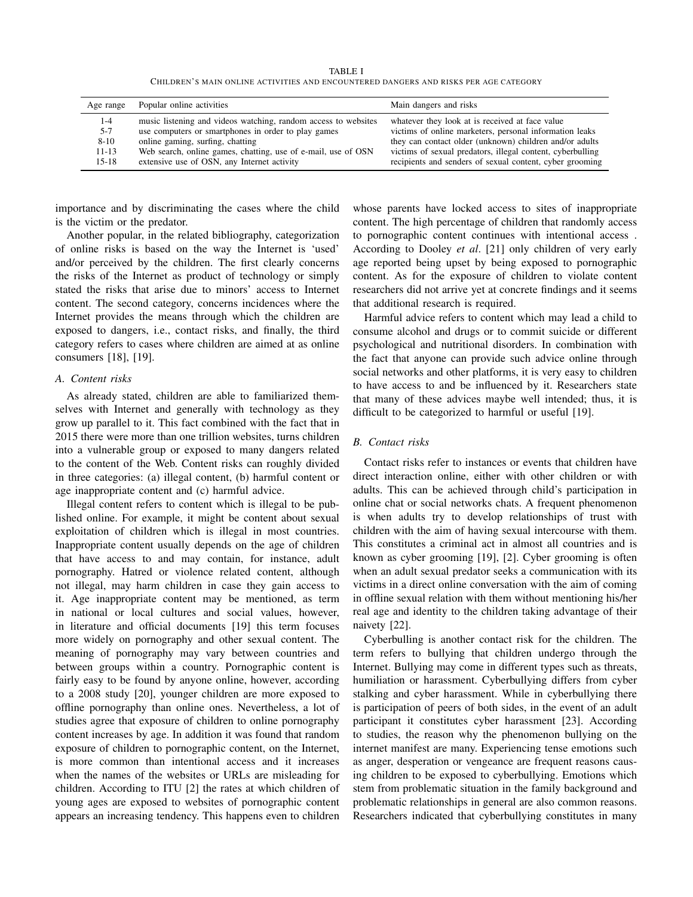TABLE I
CHILDREN'S MAIN ONLINE ACTIVITIES AND ENCOUNTERED DANGERS AND RISKS PER AGE CATEGORY

| Age range | Popular online activities | Main dangers and risks |
|---|---|---|
| 1-4 | music listening and videos watching, random access to websites | whatever they look at is received at face value |
| 5-7 | use computers or smartphones in order to play games | victims of online marketers, personal information leaks |
| 8-10 | online gaming, surfing, chatting | they can contact older (unknown) children and/or adults |
| 11-13 | Web search, online games, chatting, use of e-mail, use of OSN | victims of sexual predators, illegal content, cyberbulling |
| 15-18 | extensive use of OSN, any Internet activity | recipients and senders of sexual content, cyber grooming |

importance and by discriminating the cases where the child is the victim or the predator.

Another popular, in the related bibliography, categorization of online risks is based on the way the Internet is 'used' and/or perceived by the children. The first clearly concerns the risks of the Internet as product of technology or simply stated the risks that arise due to minors' access to Internet content. The second category, concerns incidences where the Internet provides the means through which the children are exposed to dangers, i.e., contact risks, and finally, the third category refers to cases where children are aimed at as online consumers [18], [19].

### A. Content risks

As already stated, children are able to familiarized themselves with Internet and generally with technology as they grow up parallel to it. This fact combined with the fact that in 2015 there were more than one trillion websites, turns children into a vulnerable group or exposed to many dangers related to the content of the Web. Content risks can roughly divided in three categories: (a) illegal content, (b) harmful content or age inappropriate content and (c) harmful advice.

Illegal content refers to content which is illegal to be published online. For example, it might be content about sexual exploitation of children which is illegal in most countries. Inappropriate content usually depends on the age of children that have access to and may contain, for instance, adult pornography. Hatred or violence related content, although not illegal, may harm children in case they gain access to it. Age inappropriate content may be mentioned, as term in national or local cultures and social values, however, in literature and official documents [19] this term focuses more widely on pornography and other sexual content. The meaning of pornography may vary between countries and between groups within a country. Pornographic content is fairly easy to be found by anyone online, however, according to a 2008 study [20], younger children are more exposed to offline pornography than online ones. Nevertheless, a lot of studies agree that exposure of children to online pornography content increases by age. In addition it was found that random exposure of children to pornographic content, on the Internet, is more common than intentional access and it increases when the names of the websites or URLs are misleading for children. According to ITU [2] the rates at which children of young ages are exposed to websites of pornographic content appears an increasing tendency. This happens even to children whose parents have locked access to sites of inappropriate content. The high percentage of children that randomly access to pornographic content continues with intentional access . According to Dooley *et al*. [21] only children of very early age reported being upset by being exposed to pornographic content. As for the exposure of children to violate content researchers did not arrive yet at concrete findings and it seems that additional research is required.

Harmful advice refers to content which may lead a child to consume alcohol and drugs or to commit suicide or different psychological and nutritional disorders. In combination with the fact that anyone can provide such advice online through social networks and other platforms, it is very easy to children to have access to and be influenced by it. Researchers state that many of these advices maybe well intended; thus, it is difficult to be categorized to harmful or useful [19].

### B. Contact risks

Contact risks refer to instances or events that children have direct interaction online, either with other children or with adults. This can be achieved through child's participation in online chat or social networks chats. A frequent phenomenon is when adults try to develop relationships of trust with children with the aim of having sexual intercourse with them. This constitutes a criminal act in almost all countries and is known as cyber grooming [19], [2]. Cyber grooming is often when an adult sexual predator seeks a communication with its victims in a direct online conversation with the aim of coming in offline sexual relation with them without mentioning his/her real age and identity to the children taking advantage of their naivety [22].

Cyberbulling is another contact risk for the children. The term refers to bullying that children undergo through the Internet. Bullying may come in different types such as threats, humiliation or harassment. Cyberbullying differs from cyber stalking and cyber harassment. While in cyberbullying there is participation of peers of both sides, in the event of an adult participant it constitutes cyber harassment [23]. According to studies, the reason why the phenomenon bullying on the internet manifest are many. Experiencing tense emotions such as anger, desperation or vengeance are frequent reasons causing children to be exposed to cyberbullying. Emotions which stem from problematic situation in the family background and problematic relationships in general are also common reasons. Researchers indicated that cyberbullying constitutes in many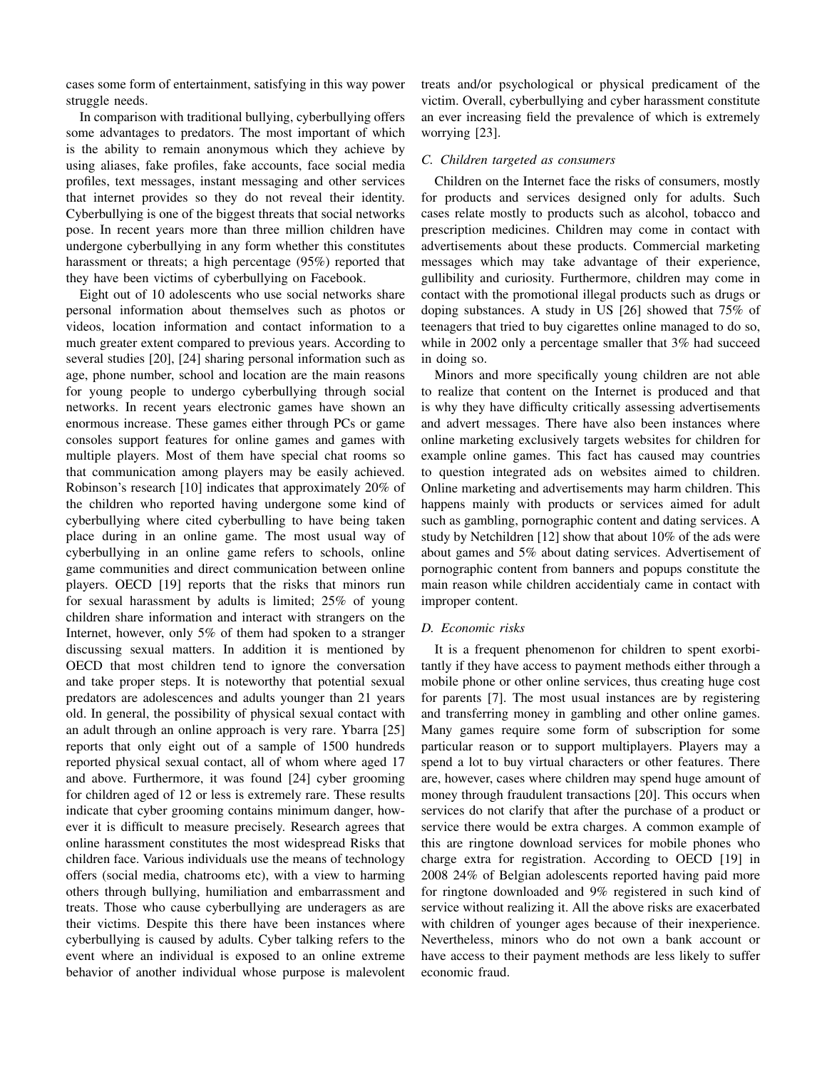cases some form of entertainment, satisfying in this way power struggle needs.

In comparison with traditional bullying, cyberbullying offers some advantages to predators. The most important of which is the ability to remain anonymous which they achieve by using aliases, fake profiles, fake accounts, face social media profiles, text messages, instant messaging and other services that internet provides so they do not reveal their identity. Cyberbullying is one of the biggest threats that social networks pose. In recent years more than three million children have undergone cyberbullying in any form whether this constitutes harassment or threats; a high percentage (95%) reported that they have been victims of cyberbullying on Facebook.

Eight out of 10 adolescents who use social networks share personal information about themselves such as photos or videos, location information and contact information to a much greater extent compared to previous years. According to several studies [20], [24] sharing personal information such as age, phone number, school and location are the main reasons for young people to undergo cyberbullying through social networks. In recent years electronic games have shown an enormous increase. These games either through PCs or game consoles support features for online games and games with multiple players. Most of them have special chat rooms so that communication among players may be easily achieved. Robinson's research [10] indicates that approximately 20% of the children who reported having undergone some kind of cyberbullying where cited cyberbulling to have being taken place during in an online game. The most usual way of cyberbullying in an online game refers to schools, online game communities and direct communication between online players. OECD [19] reports that the risks that minors run for sexual harassment by adults is limited; 25% of young children share information and interact with strangers on the Internet, however, only 5% of them had spoken to a stranger discussing sexual matters. In addition it is mentioned by OECD that most children tend to ignore the conversation and take proper steps. It is noteworthy that potential sexual predators are adolescences and adults younger than 21 years old. In general, the possibility of physical sexual contact with an adult through an online approach is very rare. Ybarra [25] reports that only eight out of a sample of 1500 hundreds reported physical sexual contact, all of whom where aged 17 and above. Furthermore, it was found [24] cyber grooming for children aged of 12 or less is extremely rare. These results indicate that cyber grooming contains minimum danger, however it is difficult to measure precisely. Research agrees that online harassment constitutes the most widespread Risks that children face. Various individuals use the means of technology offers (social media, chatrooms etc), with a view to harming others through bullying, humiliation and embarrassment and treats. Those who cause cyberbullying are underagers as are their victims. Despite this there have been instances where cyberbullying is caused by adults. Cyber talking refers to the event where an individual is exposed to an online extreme behavior of another individual whose purpose is malevolent treats and/or psychological or physical predicament of the victim. Overall, cyberbullying and cyber harassment constitute an ever increasing field the prevalence of which is extremely worrying [23].

### *C. Children targeted as consumers*

Children on the Internet face the risks of consumers, mostly for products and services designed only for adults. Such cases relate mostly to products such as alcohol, tobacco and prescription medicines. Children may come in contact with advertisements about these products. Commercial marketing messages which may take advantage of their experience, gullibility and curiosity. Furthermore, children may come in contact with the promotional illegal products such as drugs or doping substances. A study in US [26] showed that 75% of teenagers that tried to buy cigarettes online managed to do so, while in 2002 only a percentage smaller that 3% had succeed in doing so.

Minors and more specifically young children are not able to realize that content on the Internet is produced and that is why they have difficulty critically assessing advertisements and advert messages. There have also been instances where online marketing exclusively targets websites for children for example online games. This fact has caused may countries to question integrated ads on websites aimed to children. Online marketing and advertisements may harm children. This happens mainly with products or services aimed for adult such as gambling, pornographic content and dating services. A study by Netchildren [12] show that about 10% of the ads were about games and 5% about dating services. Advertisement of pornographic content from banners and popups constitute the main reason while children accidentialy came in contact with improper content.

### *D. Economic risks*

It is a frequent phenomenon for children to spent exorbitantly if they have access to payment methods either through a mobile phone or other online services, thus creating huge cost for parents [7]. The most usual instances are by registering and transferring money in gambling and other online games. Many games require some form of subscription for some particular reason or to support multiplayers. Players may a spend a lot to buy virtual characters or other features. There are, however, cases where children may spend huge amount of money through fraudulent transactions [20]. This occurs when services do not clarify that after the purchase of a product or service there would be extra charges. A common example of this are ringtone download services for mobile phones who charge extra for registration. According to OECD [19] in 2008 24% of Belgian adolescents reported having paid more for ringtone downloaded and 9% registered in such kind of service without realizing it. All the above risks are exacerbated with children of younger ages because of their inexperience. Nevertheless, minors who do not own a bank account or have access to their payment methods are less likely to suffer economic fraud.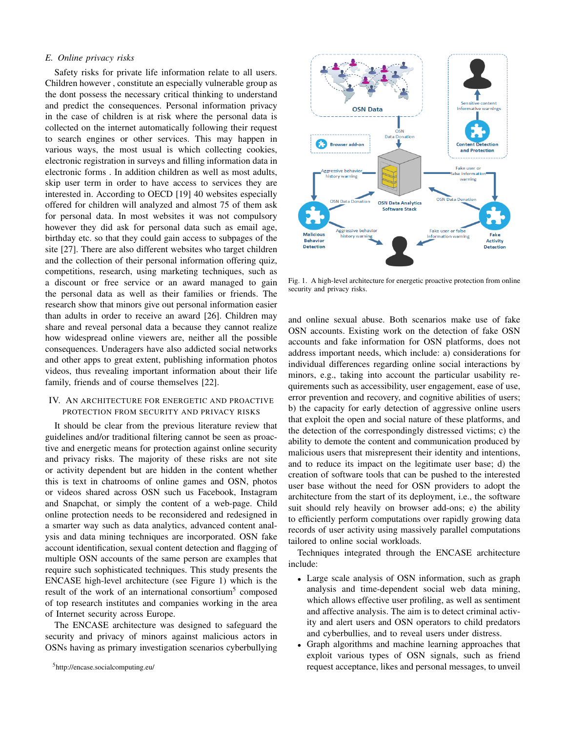### E. Online privacy risks

Safety risks for private life information relate to all users. Children however , constitute an especially vulnerable group as the dont possess the necessary critical thinking to understand and predict the consequences. Personal information privacy in the case of children is at risk where the personal data is collected on the internet automatically following their request to search engines or other services. This may happen in various ways, the most usual is which collecting cookies, electronic registration in surveys and filling information data in electronic forms . In addition children as well as most adults, skip user term in order to have access to services they are interested in. According to OECD [19] 40 websites especially offered for children will analyzed and almost 75 of them ask for personal data. In most websites it was not compulsory however they did ask for personal data such as email age, birthday etc. so that they could gain access to subpages of the site [27]. There are also different websites who target children and the collection of their personal information offering quiz, competitions, research, using marketing techniques, such as a discount or free service or an award managed to gain the personal data as well as their families or friends. The research show that minors give out personal information easier than adults in order to receive an award [26]. Children may share and reveal personal data a because they cannot realize how widespread online viewers are, neither all the possible consequences. Underagers have also addicted social networks and other apps to great extent, publishing information photos videos, thus revealing important information about their life family, friends and of course themselves [22].

## IV. An Architecture for Energetic and Proactive Protection from Security and Privacy Risks

It should be clear from the previous literature review that guidelines and/or traditional filtering cannot be seen as proactive and energetic means for protection against online security and privacy risks. The majority of these risks are not site or activity dependent but are hidden in the content whether this is text in chatrooms of online games and OSN, photos or videos shared across OSN such us Facebook, Instagram and Snapchat, or simply the content of a web-page. Child online protection needs to be reconsidered and redesigned in a smarter way such as data analytics, advanced content analysis and data mining techniques are incorporated. OSN fake account identification, sexual content detection and flagging of multiple OSN accounts of the same person are examples that require such sophisticated techniques. This study presents the ENCASE high-level architecture (see Figure 1) which is the result of the work of an international consortium[5] composed of top research institutes and companies working in the area of Internet security across Europe.

The ENCASE architecture was designed to safeguard the security and privacy of minors against malicious actors in OSNs having as primary investigation scenarios cyberbullying and online sexual abuse. Both scenarios make use of fake OSN accounts. Existing work on the detection of fake OSN accounts and fake information for OSN platforms, does not address important needs, which include: a) considerations for individual differences regarding online social interactions by minors, e.g., taking into account the particular usability requirements such as accessibility, user engagement, ease of use, error prevention and recovery, and cognitive abilities of users; b) the capacity for early detection of aggressive online users that exploit the open and social nature of these platforms, and the detection of the correspondingly distressed victims; c) the ability to demote the content and communication produced by malicious users that misrepresent their identity and intentions, and to reduce its impact on the legitimate user base; d) the creation of software tools that can be pushed to the interested user base without the need for OSN providers to adopt the architecture from the start of its deployment, i.e., the software suit should rely heavily on browser add-ons; e) the ability to efficiently perform computations over rapidly growing data records of user activity using massively parallel computations tailored to online social workloads.

[5] http://encase.socialcomputing.eu/

OSN Data
Sensitive content
Informative warnings
Content Detection and Protection
OSN
Data Donation
Browser add-on
Aggressive behavior history warning
Fake user or false information warning
OSN Data Donation
OSN Data Analytics Software Stack
OSN Data Donation
Malicious Behavior Detection
Aggressive behavior history warning
Fake user or false information warning
Fake Activity Detection

Fig. 1. A high-level architecture for energetic proactive protection from online security and privacy risks.

Techniques integrated through the ENCASE architecture include:

- Large scale analysis of OSN information, such as graph analysis and time-dependent social web data mining, which allows effective user profiling, as well as sentiment and affective analysis. The aim is to detect criminal activity and alert users and OSN operators to child predators and cyberbullies, and to reveal users under distress.
- Graph algorithms and machine learning approaches that exploit various types of OSN signals, such as friend request acceptance, likes and personal messages, to unveil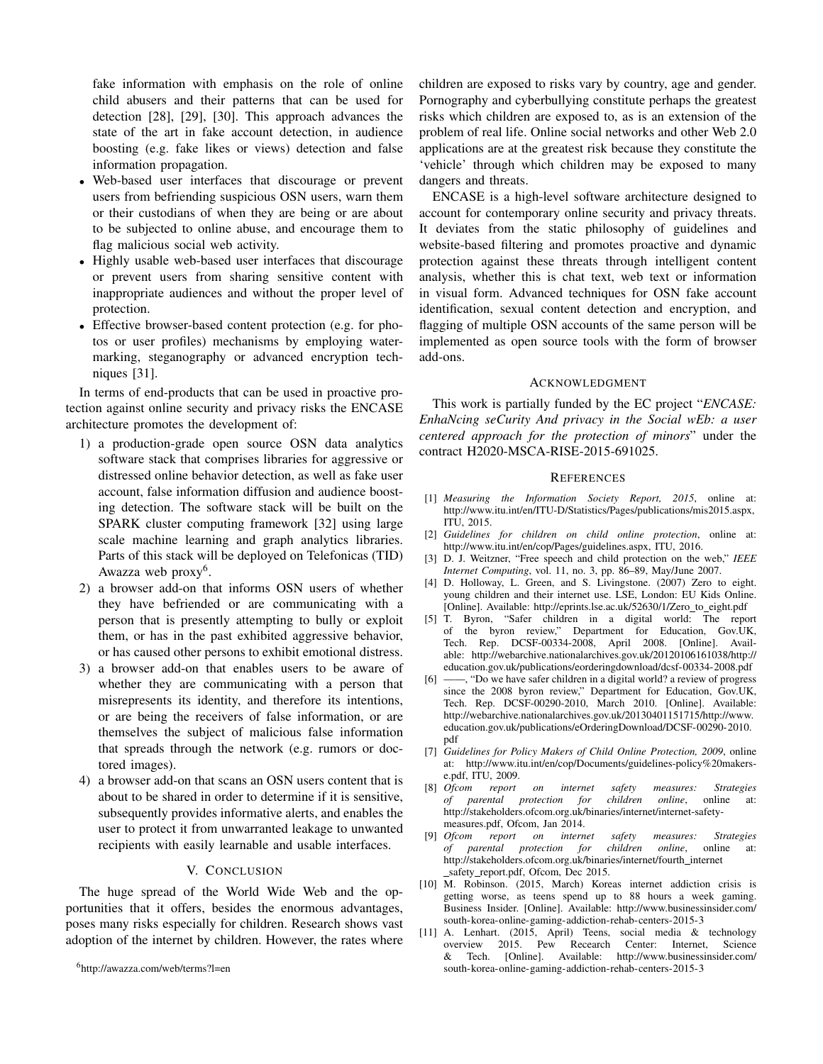fake information with emphasis on the role of online child abusers and their patterns that can be used for detection [28], [29], [30]. This approach advances the state of the art in fake account detection, in audience boosting (e.g. fake likes or views) detection and false information propagation.

- Web-based user interfaces that discourage or prevent users from befriending suspicious OSN users, warn them or their custodians of when they are being or are about to be subjected to online abuse, and encourage them to flag malicious social web activity.
- Highly usable web-based user interfaces that discourage or prevent users from sharing sensitive content with inappropriate audiences and without the proper level of protection.
- Effective browser-based content protection (e.g. for photos or user profiles) mechanisms by employing watermarking, steganography or advanced encryption techniques [31].

In terms of end-products that can be used in proactive protection against online security and privacy risks the ENCASE architecture promotes the development of:

1) a production-grade open source OSN data analytics software stack that comprises libraries for aggressive or distressed online behavior detection, as well as fake user account, false information diffusion and audience boosting detection. The software stack will be built on the SPARK cluster computing framework [32] using large scale machine learning and graph analytics libraries. Parts of this stack will be deployed on Telefonicas (TID) Awazza web proxy[6].
2) a browser add-on that informs OSN users of whether they have befriended or are communicating with a person that is presently attempting to bully or exploit them, or has in the past exhibited aggressive behavior, or has caused other persons to exhibit emotional distress.
3) a browser add-on that enables users to be aware of whether they are communicating with a person that misrepresents its identity, and therefore its intentions, or are being the receivers of false information, or are themselves the subject of malicious false information that spreads through the network (e.g. rumors or doctored images).
4) a browser add-on that scans an OSN users content that is about to be shared in order to determine if it is sensitive, subsequently provides informative alerts, and enables the user to protect it from unwarranted leakage to unwanted recipients with easily learnable and usable interfaces.

## V. Conclusion

The huge spread of the World Wide Web and the opportunities that it offers, besides the enormous advantages, poses many risks especially for children. Research shows vast adoption of the internet by children. However, the rates where children are exposed to risks vary by country, age and gender. Pornography and cyberbullying constitute perhaps the greatest risks which children are exposed to, as is an extension of the problem of real life. Online social networks and other Web 2.0 applications are at the greatest risk because they constitute the 'vehicle' through which children may be exposed to many dangers and threats.

ENCASE is a high-level software architecture designed to account for contemporary online security and privacy threats. It deviates from the static philosophy of guidelines and website-based filtering and promotes proactive and dynamic protection against these threats through intelligent content analysis, whether this is chat text, web text or information in visual form. Advanced techniques for OSN fake account identification, sexual content detection and encryption, and flagging of multiple OSN accounts of the same person will be implemented as open source tools with the form of browser add-ons.

[6]http://awazza.com/web/terms?l=en

## Acknowledgment

This work is partially funded by the EC project "*ENCASE: EnhaNcing seCurity And privacy in the Social wEb: a user centered approach for the protection of minors*" under the contract H2020-MSCA-RISE-2015-691025.

## References

[1] *Measuring the Information Society Report, 2015*, online at: http://www.itu.int/en/ITU-D/Statistics/Pages/publications/mis2015.aspx, ITU, 2015.

[2] *Guidelines for children on child online protection*, online at: http://www.itu.int/en/cop/Pages/guidelines.aspx, ITU, 2016.

[3] D. J. Weitzner, "Free speech and child protection on the web," *IEEE Internet Computing*, vol. 11, no. 3, pp. 86–89, May/June 2007.

[4] D. Holloway, L. Green, and S. Livingstone. (2007) Zero to eight. young children and their internet use. LSE, London: EU Kids Online. [Online]. Available: http://eprints.lse.ac.uk/52630/1/Zero_to_eight.pdf

[5] T. Byron, "Safer children in a digital world: The report of the byron review," Department for Education, Gov.UK, Tech. Rep. DCSF-00334-2008, April 2008. [Online]. Available: http://webarchive.nationalarchives.gov.uk/20120106161038/http://education.gov.uk/publications/eorderingdownload/dcsf-00334-2008.pdf

[6] ——, "Do we have safer children in a digital world? a review of progress since the 2008 byron review," Department for Education, Gov.UK, Tech. Rep. DCSF-00290-2010, March 2010. [Online]. Available: http://webarchive.nationalarchives.gov.uk/20130401151715/http://www.education.gov.uk/publications/eOrderingDownload/DCSF-00290-2010.pdf

[7] *Guidelines for Policy Makers of Child Online Protection, 2009*, online at: http://www.itu.int/en/cop/Documents/guidelines-policy%20makers-e.pdf, ITU, 2009.

[8] *Ofcom report on internet safety measures: Strategies of parental protection for children online*, online at: http://stakeholders.ofcom.org.uk/binaries/internet/internet-safety-measures.pdf, Ofcom, Jan 2014.

[9] *Ofcom report on internet safety measures: Strategies of parental protection for children online*, online at: http://stakeholders.ofcom.org.uk/binaries/internet/fourth_internet_safety_report.pdf, Ofcom, Dec 2015.

[10] M. Robinson. (2015, March) Koreas internet addiction crisis is getting worse, as teens spend up to 88 hours a week gaming. Business Insider. [Online]. Available: http://www.businessinsider.com/south-korea-online-gaming-addiction-rehab-centers-2015-3

[11] A. Lenhart. (2015, April) Teens, social media & technology overview 2015. Pew Research Center: Internet, Science & Tech. [Online]. Available: http://www.businessinsider.com/south-korea-online-gaming-addiction-rehab-centers-2015-3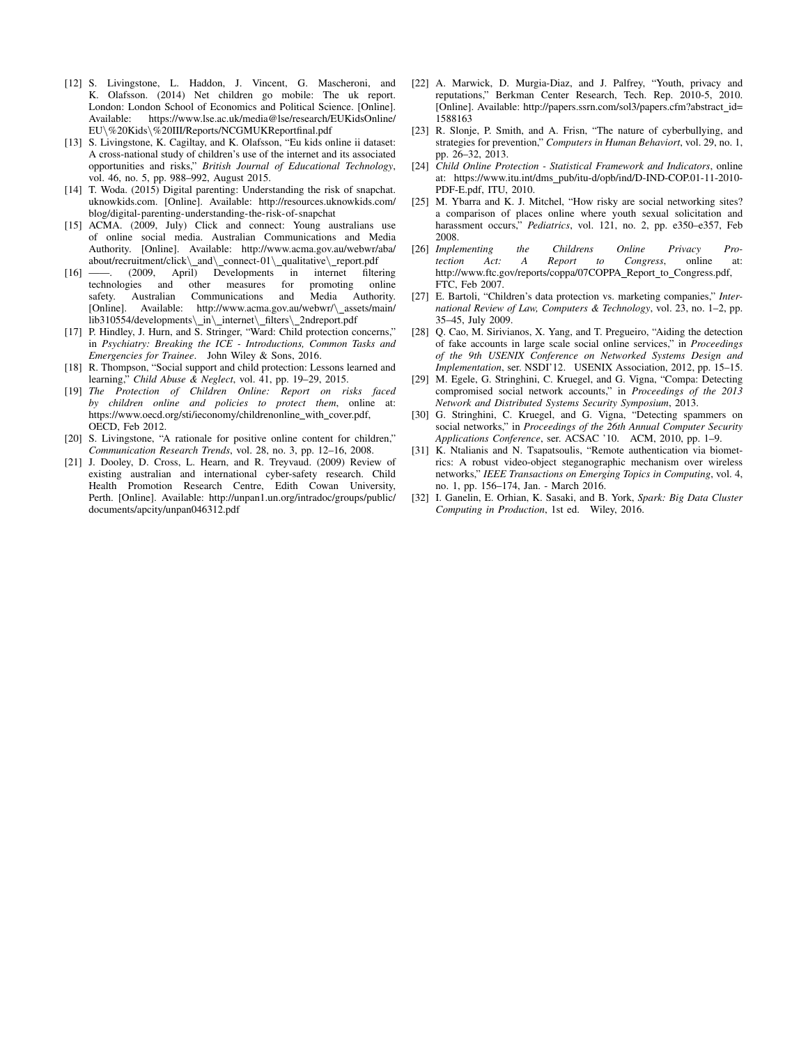[12] S. Livingstone, L. Haddon, J. Vincent, G. Mascheroni, and K. Olafsson. (2014) Net children go mobile: The uk report. London: London School of Economics and Political Science. [Online]. Available: https://www.lse.ac.uk/media@lse/research/EUKidsOnline/EU\%20Kids\%20III/Reports/NCGMUKReportfinal.pdf

[13] S. Livingstone, K. Cagiltay, and K. Olafsson, "Eu kids online ii dataset: A cross-national study of children's use of the internet and its associated opportunities and risks," *British Journal of Educational Technology*, vol. 46, no. 5, pp. 988–992, August 2015.

[14] T. Woda. (2015) Digital parenting: Understanding the risk of snapchat. uknowkids.com. [Online]. Available: http://resources.uknowkids.com/blog/digital-parenting-understanding-the-risk-of-snapchat

[15] ACMA. (2009, July) Click and connect: Young australians use of online social media. Australian Communications and Media Authority. [Online]. Available: http://www.acma.gov.au/webwr/aba/about/recruitment/click\_and\_connect-01\_qualitative\_report.pdf

[16] ——. (2009, April) Developments in internet filtering technologies and other measures for promoting online safety. Australian Communications and Media Authority. [Online]. Available: http://www.acma.gov.au/webwr/\_assets/main/lib310554/developments\_in\_internet\_filters\_2ndreport.pdf

[17] P. Hindley, J. Hurn, and S. Stringer, "Ward: Child protection concerns," in *Psychiatry: Breaking the ICE - Introductions, Common Tasks and Emergencies for Trainee*. John Wiley & Sons, 2016.

[18] R. Thompson, "Social support and child protection: Lessons learned and learning," *Child Abuse & Neglect*, vol. 41, pp. 19–29, 2015.

[19] *The Protection of Children Online: Report on risks faced by children online and policies to protect them*, online at: https://www.oecd.org/sti/ieconomy/childrenonline_with_cover.pdf, OECD, Feb 2012.

[20] S. Livingstone, "A rationale for positive online content for children," *Communication Research Trends*, vol. 28, no. 3, pp. 12–16, 2008.

[21] J. Dooley, D. Cross, L. Hearn, and R. Treyvaud. (2009) Review of existing australian and international cyber-safety research. Child Health Promotion Research Centre, Edith Cowan University, Perth. [Online]. Available: http://unpan1.un.org/intradoc/groups/public/documents/apcity/unpan046312.pdf

[22] A. Marwick, D. Murgia-Diaz, and J. Palfrey, "Youth, privacy and reputations," Berkman Center Research, Tech. Rep. 2010-5, 2010. [Online]. Available: http://papers.ssrn.com/sol3/papers.cfm?abstract_id=1588163

[23] R. Slonje, P. Smith, and A. Frisn, "The nature of cyberbullying, and strategies for prevention," *Computers in Human Behaviort*, vol. 29, no. 1, pp. 26–32, 2013.

[24] *Child Online Protection - Statistical Framework and Indicators*, online at: https://www.itu.int/dms_pub/itu-d/opb/ind/D-IND-COP.01-11-2010-PDF-E.pdf, ITU, 2010.

[25] M. Ybarra and K. J. Mitchel, "How risky are social networking sites? a comparison of places online where youth sexual solicitation and harassment occurs," *Pediatrics*, vol. 121, no. 2, pp. e350–e357, Feb 2008.

[26] *Implementing the Childrens Online Privacy Protection Act: A Report to Congress*, online at: http://www.ftc.gov/reports/coppa/07COPPA_Report_to_Congress.pdf, FTC, Feb 2007.

[27] E. Bartoli, "Children's data protection vs. marketing companies," *International Review of Law, Computers & Technology*, vol. 23, no. 1–2, pp. 35–45, July 2009.

[28] Q. Cao, M. Sirivianos, X. Yang, and T. Pregueiro, "Aiding the detection of fake accounts in large scale social online services," in *Proceedings of the 9th USENIX Conference on Networked Systems Design and Implementation*, ser. NSDI'12. USENIX Association, 2012, pp. 15–15.

[29] M. Egele, G. Stringhini, C. Kruegel, and G. Vigna, "Compa: Detecting compromised social network accounts," in *Proceedings of the 2013 Network and Distributed Systems Security Symposium*, 2013.

[30] G. Stringhini, C. Kruegel, and G. Vigna, "Detecting spammers on social networks," in *Proceedings of the 26th Annual Computer Security Applications Conference*, ser. ACSAC '10. ACM, 2010, pp. 1–9.

[31] K. Ntalianis and N. Tsapatsoulis, "Remote authentication via biometrics: A robust video-object steganographic mechanism over wireless networks," *IEEE Transactions on Emerging Topics in Computing*, vol. 4, no. 1, pp. 156–174, Jan. - March 2016.

[32] I. Ganelin, E. Orhian, K. Sasaki, and B. York, *Spark: Big Data Cluster Computing in Production*, 1st ed. Wiley, 2016.